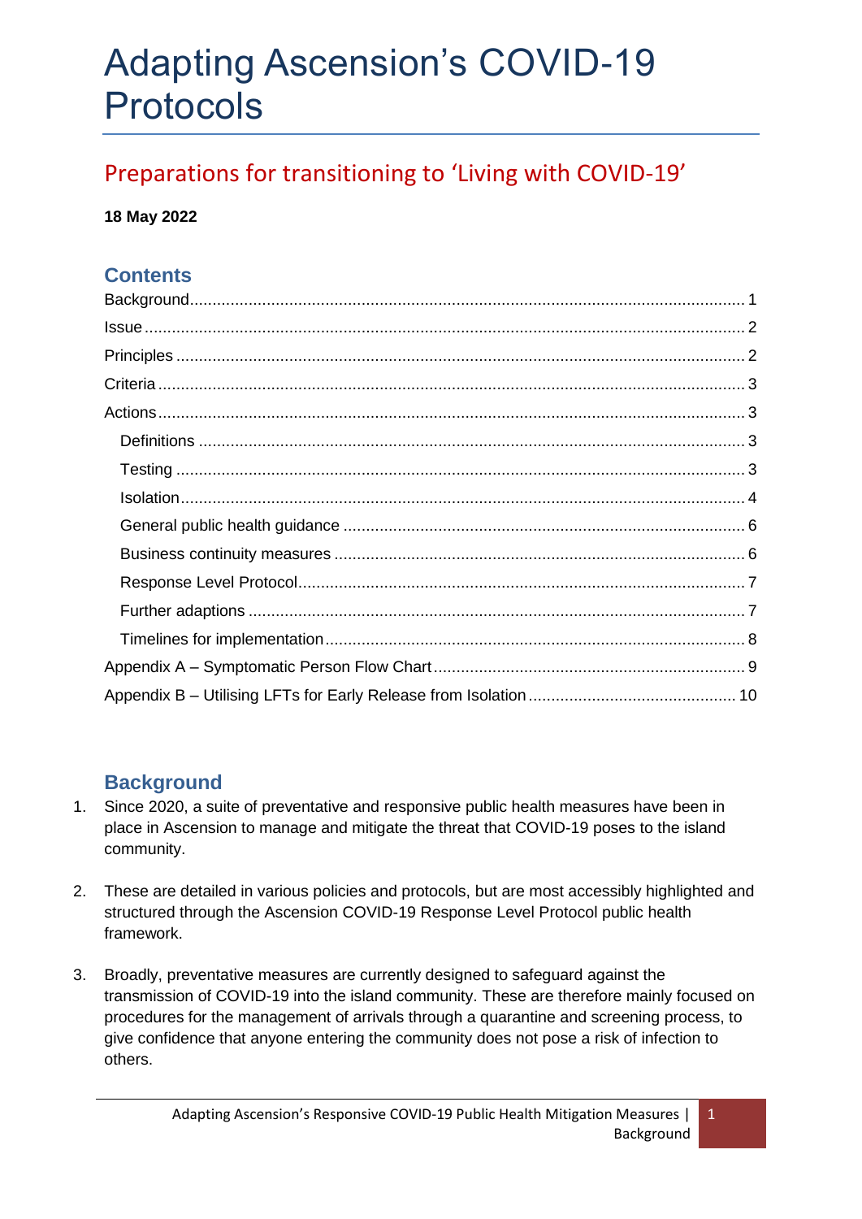# Adapting Ascension's COVID-19 Protocols

## Preparations for transitioning to 'Living with COVID-19'

**18 May 2022**

### Contents

Background ........ 1
Issue ........ 2
Principles ........ 2
Criteria ........ 3
Actions ........ 3
- Definitions ........ 3
- Testing ........ 3
- Isolation ........ 4
- General public health guidance ........ 6
- Business continuity measures ........ 6
- Response Level Protocol ........ 7
- Further adaptions ........ 7
- Timelines for implementation ........ 8

Appendix A – Symptomatic Person Flow Chart ........ 9
Appendix B – Utilising LFTs for Early Release from Isolation ........ 10

### Background

1. Since 2020, a suite of preventative and responsive public health measures have been in place in Ascension to manage and mitigate the threat that COVID-19 poses to the island community.

2. These are detailed in various policies and protocols, but are most accessibly highlighted and structured through the Ascension COVID-19 Response Level Protocol public health framework.

3. Broadly, preventative measures are currently designed to safeguard against the transmission of COVID-19 into the island community. These are therefore mainly focused on procedures for the management of arrivals through a quarantine and screening process, to give confidence that anyone entering the community does not pose a risk of infection to others.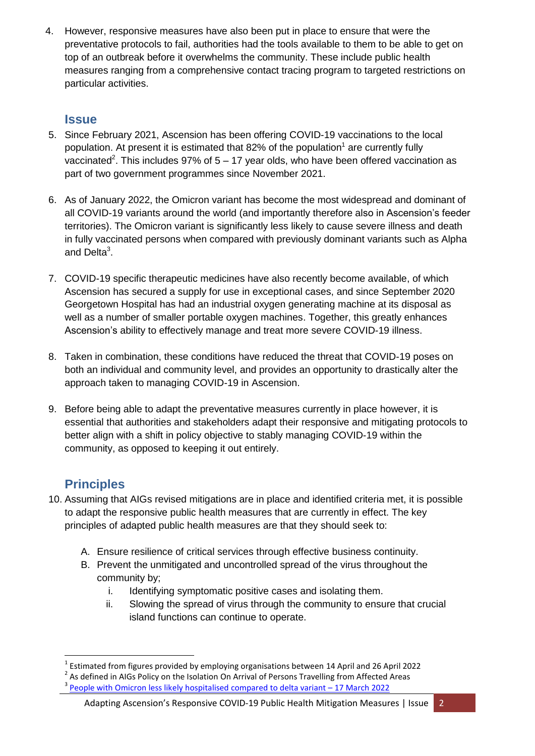4. However, responsive measures have also been put in place to ensure that were the preventative protocols to fail, authorities had the tools available to them to be able to get on top of an outbreak before it overwhelms the community. These include public health measures ranging from a comprehensive contact tracing program to targeted restrictions on particular activities.

## Issue

5. Since February 2021, Ascension has been offering COVID-19 vaccinations to the local population. At present it is estimated that 82% of the population[1] are currently fully vaccinated[2]. This includes 97% of 5 – 17 year olds, who have been offered vaccination as part of two government programmes since November 2021.

6. As of January 2022, the Omicron variant has become the most widespread and dominant of all COVID-19 variants around the world (and importantly therefore also in Ascension's feeder territories). The Omicron variant is significantly less likely to cause severe illness and death in fully vaccinated persons when compared with previously dominant variants such as Alpha and Delta[3].

7. COVID-19 specific therapeutic medicines have also recently become available, of which Ascension has secured a supply for use in exceptional cases, and since September 2020 Georgetown Hospital has had an industrial oxygen generating machine at its disposal as well as a number of smaller portable oxygen machines. Together, this greatly enhances Ascension's ability to effectively manage and treat more severe COVID-19 illness.

8. Taken in combination, these conditions have reduced the threat that COVID-19 poses on both an individual and community level, and provides an opportunity to drastically alter the approach taken to managing COVID-19 in Ascension.

9. Before being able to adapt the preventative measures currently in place however, it is essential that authorities and stakeholders adapt their responsive and mitigating protocols to better align with a shift in policy objective to stably managing COVID-19 within the community, as opposed to keeping it out entirely.

## Principles

10. Assuming that AIGs revised mitigations are in place and identified criteria met, it is possible to adapt the responsive public health measures that are currently in effect. The key principles of adapted public health measures are that they should seek to:

    A. Ensure resilience of critical services through effective business continuity.
    B. Prevent the unmitigated and uncontrolled spread of the virus throughout the community by;
        i. Identifying symptomatic positive cases and isolating them.
        ii. Slowing the spread of virus through the community to ensure that crucial island functions can continue to operate.

---

[1] Estimated from figures provided by employing organisations between 14 April and 26 April 2022

[2] As defined in AIGs Policy on the Isolation On Arrival of Persons Travelling from Affected Areas

[3] People with Omicron less likely hospitalised compared to delta variant – 17 March 2022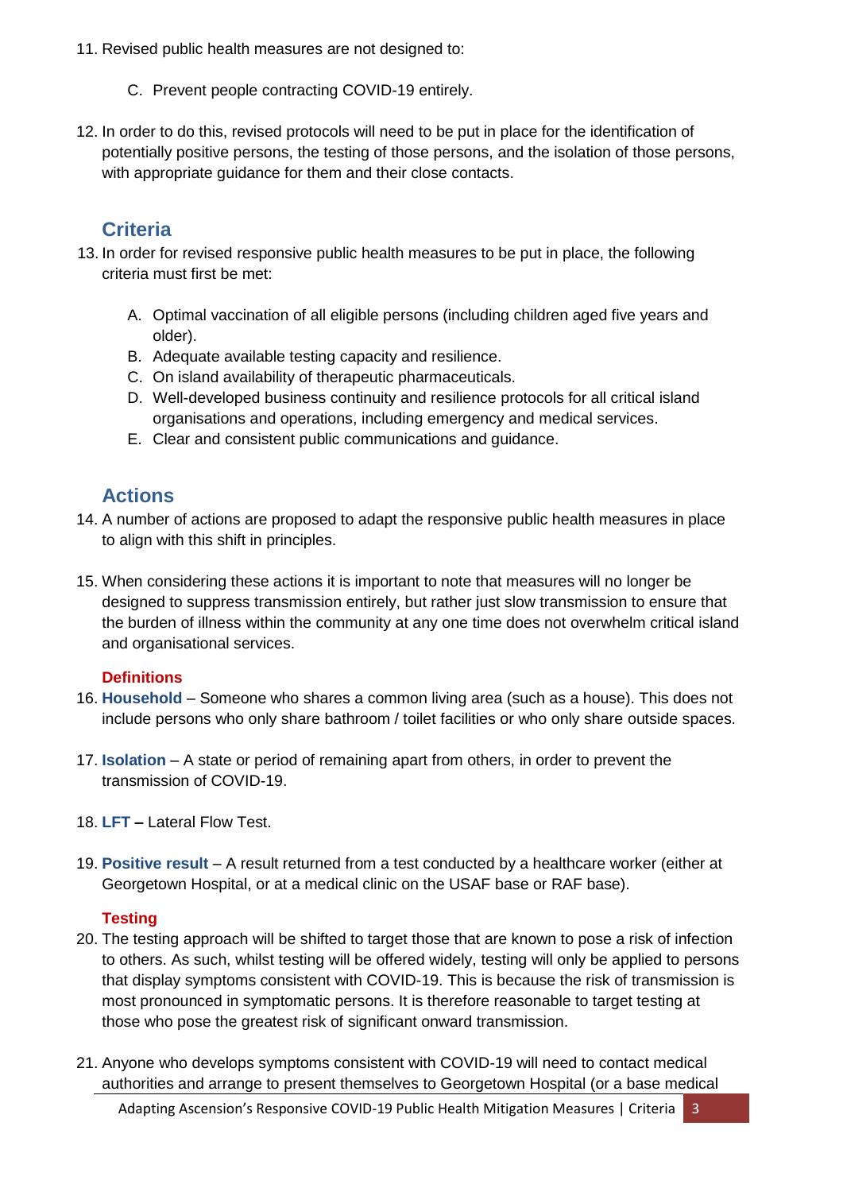11. Revised public health measures are not designed to:

    C. Prevent people contracting COVID-19 entirely.

12. In order to do this, revised protocols will need to be put in place for the identification of potentially positive persons, the testing of those persons, and the isolation of those persons, with appropriate guidance for them and their close contacts.

## Criteria

13. In order for revised responsive public health measures to be put in place, the following criteria must first be met:

    A. Optimal vaccination of all eligible persons (including children aged five years and older).
    B. Adequate available testing capacity and resilience.
    C. On island availability of therapeutic pharmaceuticals.
    D. Well-developed business continuity and resilience protocols for all critical island organisations and operations, including emergency and medical services.
    E. Clear and consistent public communications and guidance.

## Actions

14. A number of actions are proposed to adapt the responsive public health measures in place to align with this shift in principles.

15. When considering these actions it is important to note that measures will no longer be designed to suppress transmission entirely, but rather just slow transmission to ensure that the burden of illness within the community at any one time does not overwhelm critical island and organisational services.

### Definitions

16. **Household** – Someone who shares a common living area (such as a house). This does not include persons who only share bathroom / toilet facilities or who only share outside spaces.

17. **Isolation** – A state or period of remaining apart from others, in order to prevent the transmission of COVID-19.

18. **LFT –** Lateral Flow Test.

19. **Positive result** – A result returned from a test conducted by a healthcare worker (either at Georgetown Hospital, or at a medical clinic on the USAF base or RAF base).

### Testing

20. The testing approach will be shifted to target those that are known to pose a risk of infection to others. As such, whilst testing will be offered widely, testing will only be applied to persons that display symptoms consistent with COVID-19. This is because the risk of transmission is most pronounced in symptomatic persons. It is therefore reasonable to target testing at those who pose the greatest risk of significant onward transmission.

21. Anyone who develops symptoms consistent with COVID-19 will need to contact medical authorities and arrange to present themselves to Georgetown Hospital (or a base medical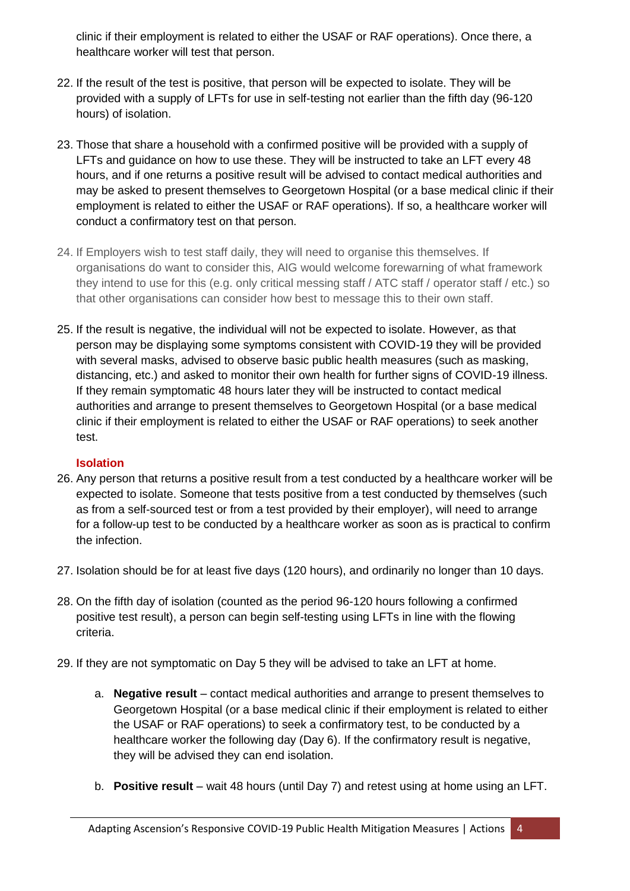clinic if their employment is related to either the USAF or RAF operations). Once there, a healthcare worker will test that person.

22. If the result of the test is positive, that person will be expected to isolate. They will be provided with a supply of LFTs for use in self-testing not earlier than the fifth day (96-120 hours) of isolation.

23. Those that share a household with a confirmed positive will be provided with a supply of LFTs and guidance on how to use these. They will be instructed to take an LFT every 48 hours, and if one returns a positive result will be advised to contact medical authorities and may be asked to present themselves to Georgetown Hospital (or a base medical clinic if their employment is related to either the USAF or RAF operations). If so, a healthcare worker will conduct a confirmatory test on that person.

24. If Employers wish to test staff daily, they will need to organise this themselves. If organisations do want to consider this, AIG would welcome forewarning of what framework they intend to use for this (e.g. only critical messing staff / ATC staff / operator staff / etc.) so that other organisations can consider how best to message this to their own staff.

25. If the result is negative, the individual will not be expected to isolate. However, as that person may be displaying some symptoms consistent with COVID-19 they will be provided with several masks, advised to observe basic public health measures (such as masking, distancing, etc.) and asked to monitor their own health for further signs of COVID-19 illness. If they remain symptomatic 48 hours later they will be instructed to contact medical authorities and arrange to present themselves to Georgetown Hospital (or a base medical clinic if their employment is related to either the USAF or RAF operations) to seek another test.

### Isolation

26. Any person that returns a positive result from a test conducted by a healthcare worker will be expected to isolate. Someone that tests positive from a test conducted by themselves (such as from a self-sourced test or from a test provided by their employer), will need to arrange for a follow-up test to be conducted by a healthcare worker as soon as is practical to confirm the infection.

27. Isolation should be for at least five days (120 hours), and ordinarily no longer than 10 days.

28. On the fifth day of isolation (counted as the period 96-120 hours following a confirmed positive test result), a person can begin self-testing using LFTs in line with the flowing criteria.

29. If they are not symptomatic on Day 5 they will be advised to take an LFT at home.

    a. **Negative result** – contact medical authorities and arrange to present themselves to Georgetown Hospital (or a base medical clinic if their employment is related to either the USAF or RAF operations) to seek a confirmatory test, to be conducted by a healthcare worker the following day (Day 6). If the confirmatory result is negative, they will be advised they can end isolation.

    b. **Positive result** – wait 48 hours (until Day 7) and retest using at home using an LFT.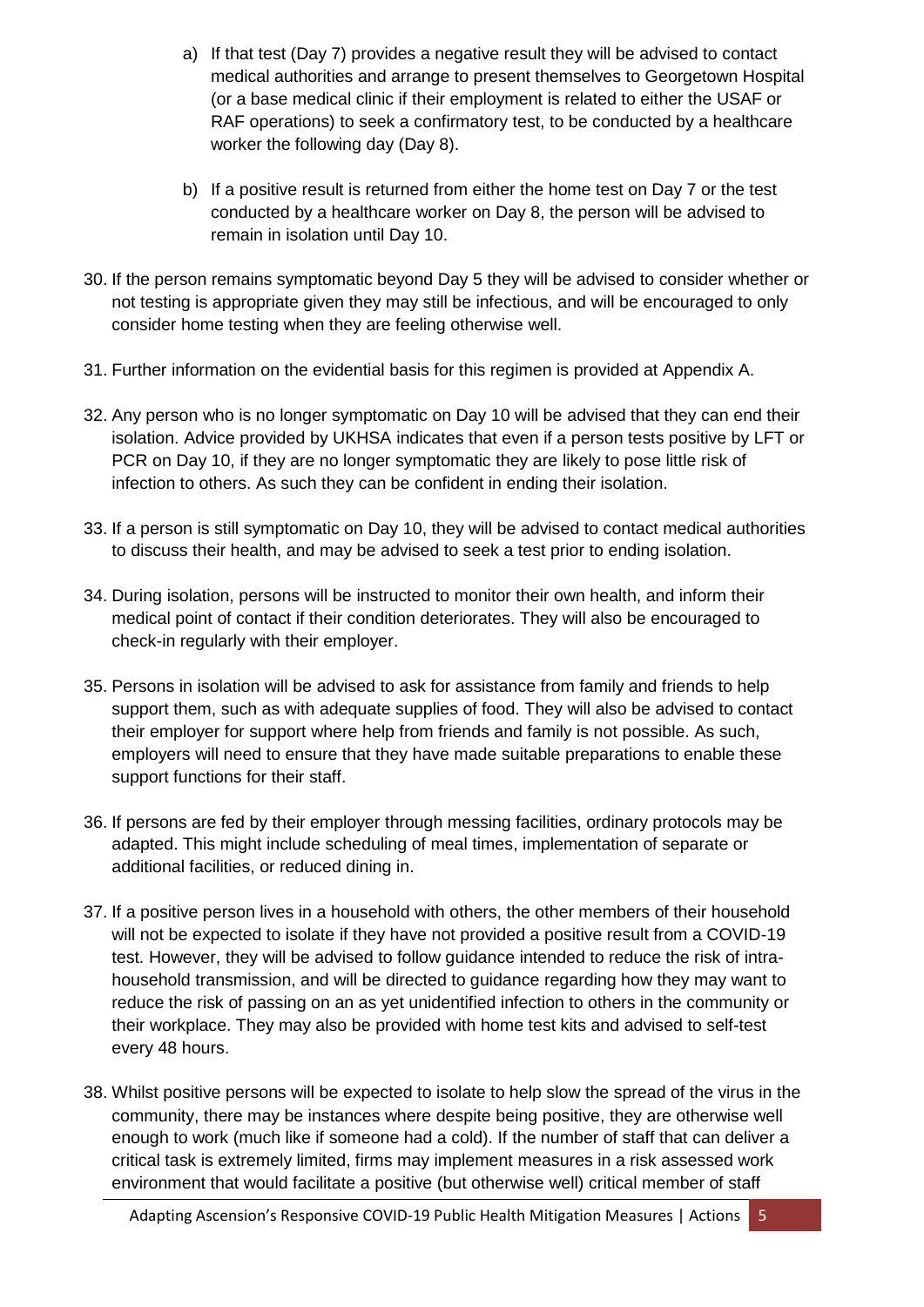a) If that test (Day 7) provides a negative result they will be advised to contact medical authorities and arrange to present themselves to Georgetown Hospital (or a base medical clinic if their employment is related to either the USAF or RAF operations) to seek a confirmatory test, to be conducted by a healthcare worker the following day (Day 8).

b) If a positive result is returned from either the home test on Day 7 or the test conducted by a healthcare worker on Day 8, the person will be advised to remain in isolation until Day 10.

30. If the person remains symptomatic beyond Day 5 they will be advised to consider whether or not testing is appropriate given they may still be infectious, and will be encouraged to only consider home testing when they are feeling otherwise well.

31. Further information on the evidential basis for this regimen is provided at Appendix A.

32. Any person who is no longer symptomatic on Day 10 will be advised that they can end their isolation. Advice provided by UKHSA indicates that even if a person tests positive by LFT or PCR on Day 10, if they are no longer symptomatic they are likely to pose little risk of infection to others. As such they can be confident in ending their isolation.

33. If a person is still symptomatic on Day 10, they will be advised to contact medical authorities to discuss their health, and may be advised to seek a test prior to ending isolation.

34. During isolation, persons will be instructed to monitor their own health, and inform their medical point of contact if their condition deteriorates. They will also be encouraged to check-in regularly with their employer.

35. Persons in isolation will be advised to ask for assistance from family and friends to help support them, such as with adequate supplies of food. They will also be advised to contact their employer for support where help from friends and family is not possible. As such, employers will need to ensure that they have made suitable preparations to enable these support functions for their staff.

36. If persons are fed by their employer through messing facilities, ordinary protocols may be adapted. This might include scheduling of meal times, implementation of separate or additional facilities, or reduced dining in.

37. If a positive person lives in a household with others, the other members of their household will not be expected to isolate if they have not provided a positive result from a COVID-19 test. However, they will be advised to follow guidance intended to reduce the risk of intra-household transmission, and will be directed to guidance regarding how they may want to reduce the risk of passing on an as yet unidentified infection to others in the community or their workplace. They may also be provided with home test kits and advised to self-test every 48 hours.

38. Whilst positive persons will be expected to isolate to help slow the spread of the virus in the community, there may be instances where despite being positive, they are otherwise well enough to work (much like if someone had a cold). If the number of staff that can deliver a critical task is extremely limited, firms may implement measures in a risk assessed work environment that would facilitate a positive (but otherwise well) critical member of staff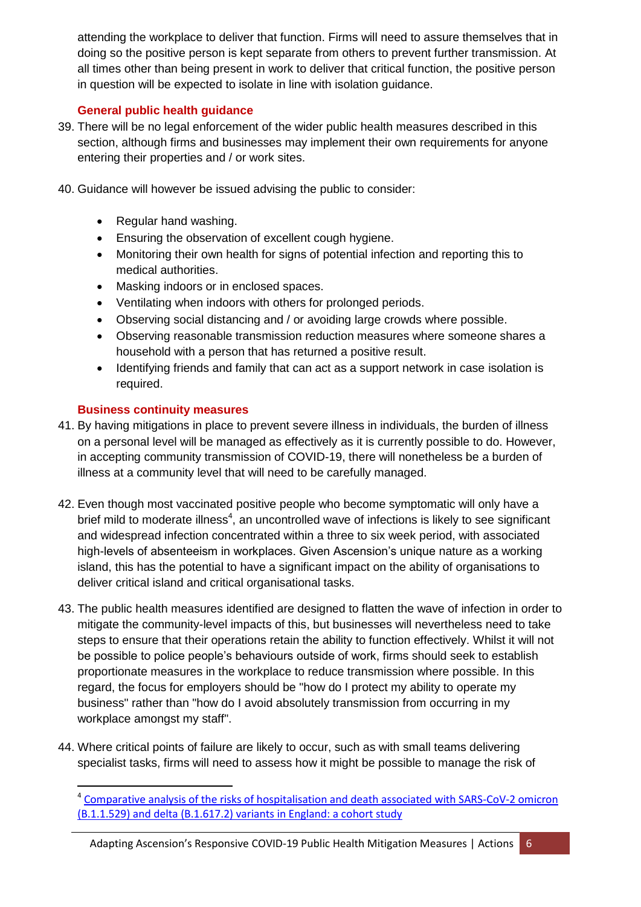attending the workplace to deliver that function. Firms will need to assure themselves that in doing so the positive person is kept separate from others to prevent further transmission. At all times other than being present in work to deliver that critical function, the positive person in question will be expected to isolate in line with isolation guidance.

### General public health guidance

39. There will be no legal enforcement of the wider public health measures described in this section, although firms and businesses may implement their own requirements for anyone entering their properties and / or work sites.

40. Guidance will however be issued advising the public to consider:

    - Regular hand washing.
    - Ensuring the observation of excellent cough hygiene.
    - Monitoring their own health for signs of potential infection and reporting this to medical authorities.
    - Masking indoors or in enclosed spaces.
    - Ventilating when indoors with others for prolonged periods.
    - Observing social distancing and / or avoiding large crowds where possible.
    - Observing reasonable transmission reduction measures where someone shares a household with a person that has returned a positive result.
    - Identifying friends and family that can act as a support network in case isolation is required.

### Business continuity measures

41. By having mitigations in place to prevent severe illness in individuals, the burden of illness on a personal level will be managed as effectively as it is currently possible to do. However, in accepting community transmission of COVID-19, there will nonetheless be a burden of illness at a community level that will need to be carefully managed.

42. Even though most vaccinated positive people who become symptomatic will only have a brief mild to moderate illness[4], an uncontrolled wave of infections is likely to see significant and widespread infection concentrated within a three to six week period, with associated high-levels of absenteeism in workplaces. Given Ascension's unique nature as a working island, this has the potential to have a significant impact on the ability of organisations to deliver critical island and critical organisational tasks.

43. The public health measures identified are designed to flatten the wave of infection in order to mitigate the community-level impacts of this, but businesses will nevertheless need to take steps to ensure that their operations retain the ability to function effectively. Whilst it will not be possible to police people's behaviours outside of work, firms should seek to establish proportionate measures in the workplace to reduce transmission where possible. In this regard, the focus for employers should be "how do I protect my ability to operate my business" rather than "how do I avoid absolutely transmission from occurring in my workplace amongst my staff".

44. Where critical points of failure are likely to occur, such as with small teams delivering specialist tasks, firms will need to assess how it might be possible to manage the risk of

---

[4] Comparative analysis of the risks of hospitalisation and death associated with SARS-CoV-2 omicron (B.1.1.529) and delta (B.1.617.2) variants in England: a cohort study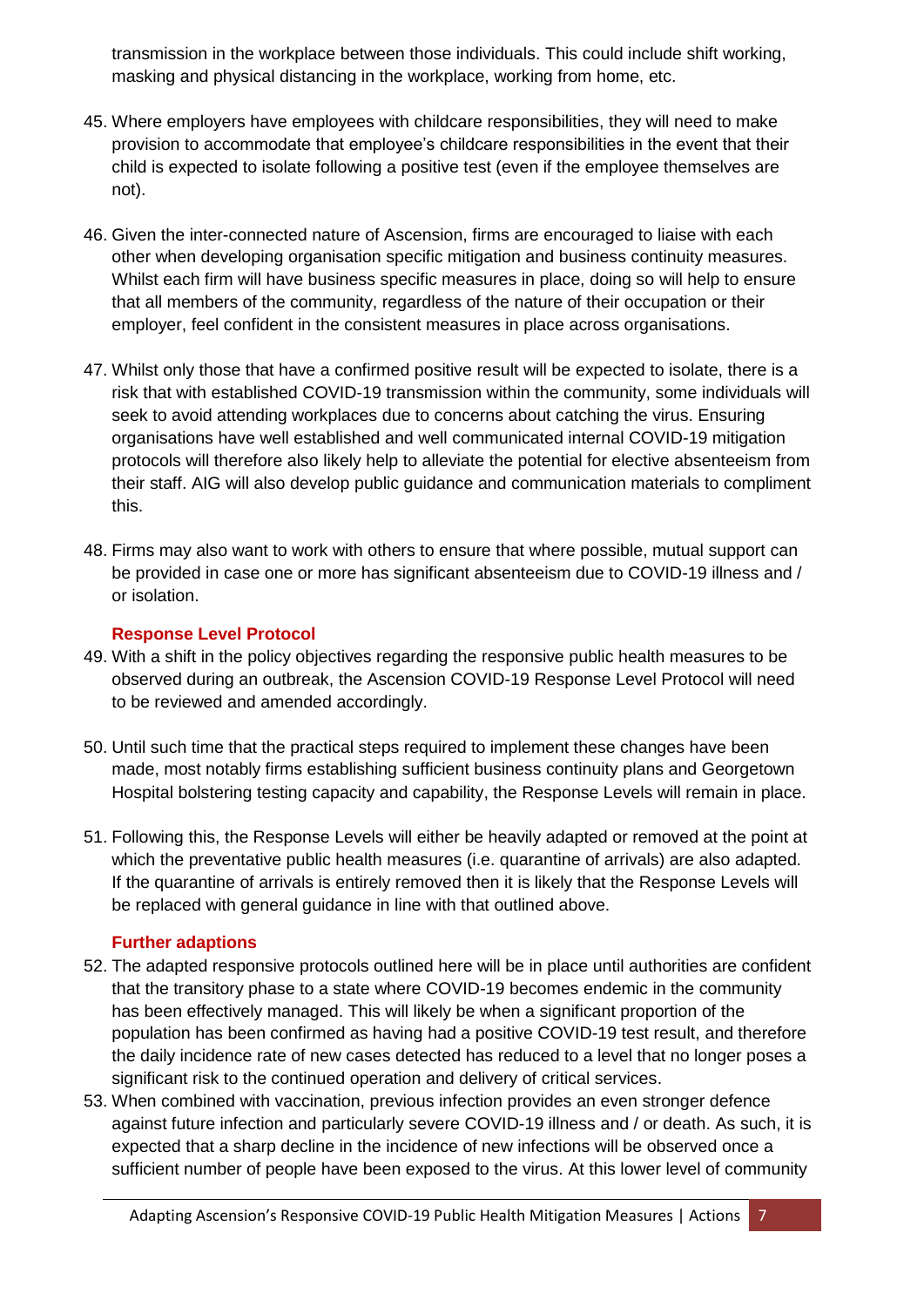transmission in the workplace between those individuals. This could include shift working, masking and physical distancing in the workplace, working from home, etc.

45. Where employers have employees with childcare responsibilities, they will need to make provision to accommodate that employee's childcare responsibilities in the event that their child is expected to isolate following a positive test (even if the employee themselves are not).

46. Given the inter-connected nature of Ascension, firms are encouraged to liaise with each other when developing organisation specific mitigation and business continuity measures. Whilst each firm will have business specific measures in place, doing so will help to ensure that all members of the community, regardless of the nature of their occupation or their employer, feel confident in the consistent measures in place across organisations.

47. Whilst only those that have a confirmed positive result will be expected to isolate, there is a risk that with established COVID-19 transmission within the community, some individuals will seek to avoid attending workplaces due to concerns about catching the virus. Ensuring organisations have well established and well communicated internal COVID-19 mitigation protocols will therefore also likely help to alleviate the potential for elective absenteeism from their staff. AIG will also develop public guidance and communication materials to compliment this.

48. Firms may also want to work with others to ensure that where possible, mutual support can be provided in case one or more has significant absenteeism due to COVID-19 illness and / or isolation.

### Response Level Protocol

49. With a shift in the policy objectives regarding the responsive public health measures to be observed during an outbreak, the Ascension COVID-19 Response Level Protocol will need to be reviewed and amended accordingly.

50. Until such time that the practical steps required to implement these changes have been made, most notably firms establishing sufficient business continuity plans and Georgetown Hospital bolstering testing capacity and capability, the Response Levels will remain in place.

51. Following this, the Response Levels will either be heavily adapted or removed at the point at which the preventative public health measures (i.e. quarantine of arrivals) are also adapted. If the quarantine of arrivals is entirely removed then it is likely that the Response Levels will be replaced with general guidance in line with that outlined above.

### Further adaptions

52. The adapted responsive protocols outlined here will be in place until authorities are confident that the transitory phase to a state where COVID-19 becomes endemic in the community has been effectively managed. This will likely be when a significant proportion of the population has been confirmed as having had a positive COVID-19 test result, and therefore the daily incidence rate of new cases detected has reduced to a level that no longer poses a significant risk to the continued operation and delivery of critical services.

53. When combined with vaccination, previous infection provides an even stronger defence against future infection and particularly severe COVID-19 illness and / or death. As such, it is expected that a sharp decline in the incidence of new infections will be observed once a sufficient number of people have been exposed to the virus. At this lower level of community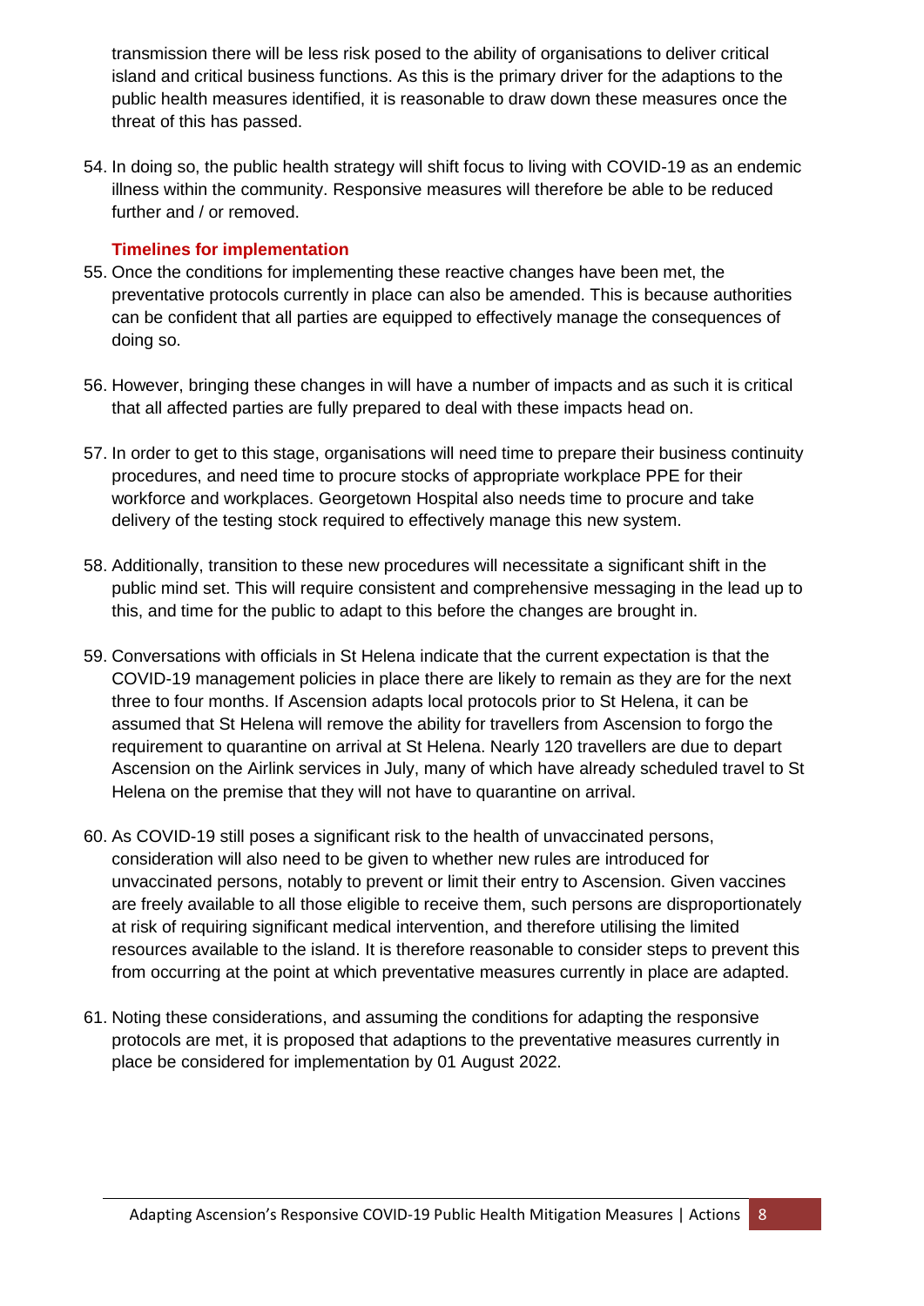transmission there will be less risk posed to the ability of organisations to deliver critical island and critical business functions. As this is the primary driver for the adaptions to the public health measures identified, it is reasonable to draw down these measures once the threat of this has passed.

54. In doing so, the public health strategy will shift focus to living with COVID-19 as an endemic illness within the community. Responsive measures will therefore be able to be reduced further and / or removed.

### Timelines for implementation

55. Once the conditions for implementing these reactive changes have been met, the preventative protocols currently in place can also be amended. This is because authorities can be confident that all parties are equipped to effectively manage the consequences of doing so.

56. However, bringing these changes in will have a number of impacts and as such it is critical that all affected parties are fully prepared to deal with these impacts head on.

57. In order to get to this stage, organisations will need time to prepare their business continuity procedures, and need time to procure stocks of appropriate workplace PPE for their workforce and workplaces. Georgetown Hospital also needs time to procure and take delivery of the testing stock required to effectively manage this new system.

58. Additionally, transition to these new procedures will necessitate a significant shift in the public mind set. This will require consistent and comprehensive messaging in the lead up to this, and time for the public to adapt to this before the changes are brought in.

59. Conversations with officials in St Helena indicate that the current expectation is that the COVID-19 management policies in place there are likely to remain as they are for the next three to four months. If Ascension adapts local protocols prior to St Helena, it can be assumed that St Helena will remove the ability for travellers from Ascension to forgo the requirement to quarantine on arrival at St Helena. Nearly 120 travellers are due to depart Ascension on the Airlink services in July, many of which have already scheduled travel to St Helena on the premise that they will not have to quarantine on arrival.

60. As COVID-19 still poses a significant risk to the health of unvaccinated persons, consideration will also need to be given to whether new rules are introduced for unvaccinated persons, notably to prevent or limit their entry to Ascension. Given vaccines are freely available to all those eligible to receive them, such persons are disproportionately at risk of requiring significant medical intervention, and therefore utilising the limited resources available to the island. It is therefore reasonable to consider steps to prevent this from occurring at the point at which preventative measures currently in place are adapted.

61. Noting these considerations, and assuming the conditions for adapting the responsive protocols are met, it is proposed that adaptions to the preventative measures currently in place be considered for implementation by 01 August 2022.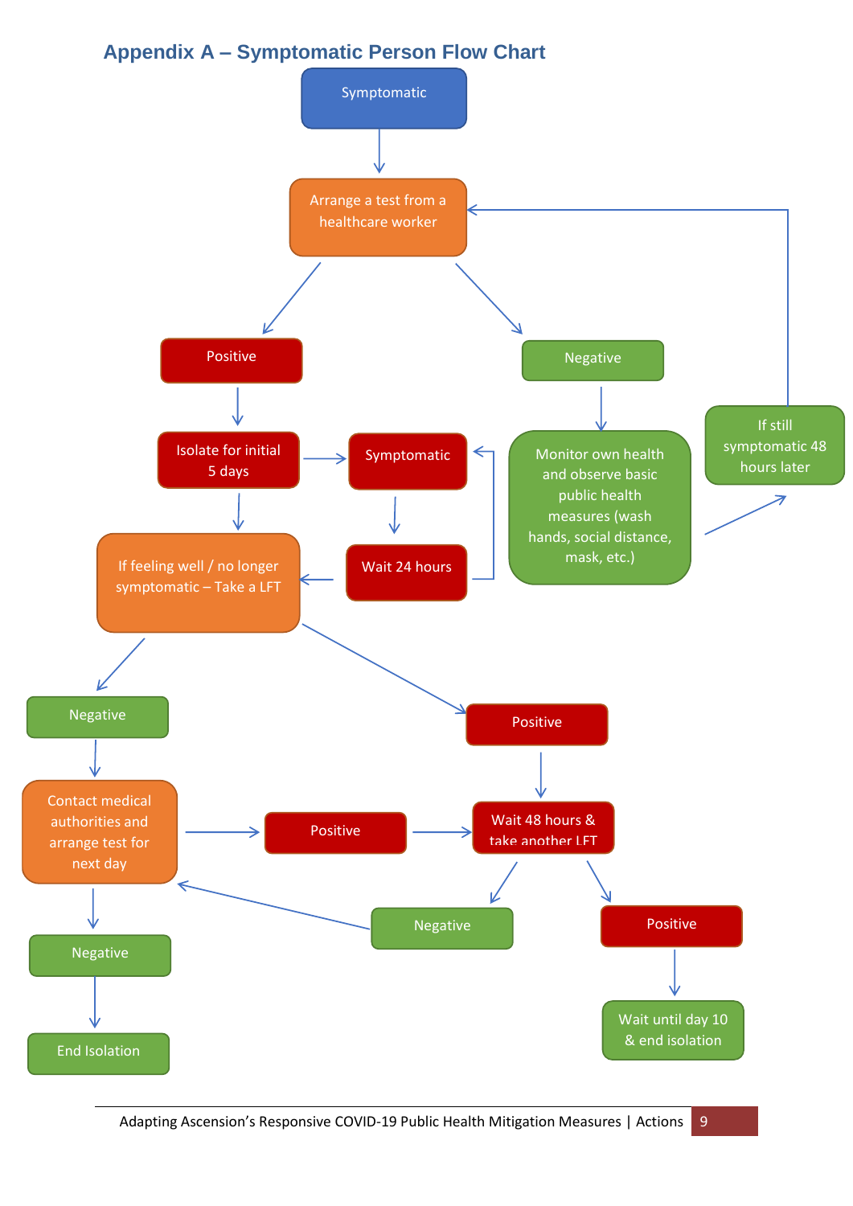## Appendix A – Symptomatic Person Flow Chart

- Symptomatic → Arrange a test from a healthcare worker
- Arrange a test from a healthcare worker → Positive
  - Positive → Isolate for initial 5 days
    - Isolate for initial 5 days → Symptomatic
      - Symptomatic → Wait 24 hours
      - Wait 24 hours → Symptomatic
      - Wait 24 hours → If feeling well / no longer symptomatic – Take a LFT
    - Isolate for initial 5 days → If feeling well / no longer symptomatic – Take a LFT
  - If feeling well / no longer symptomatic – Take a LFT → Negative
    - Negative → Contact medical authorities and arrange test for next day
      - Contact medical authorities and arrange test for next day → Positive → Wait 48 hours & take another LFT
      - Contact medical authorities and arrange test for next day → Negative → End Isolation
  - If feeling well / no longer symptomatic – Take a LFT → Positive
    - Positive → Wait 48 hours & take another LFT
      - Wait 48 hours & take another LFT → Negative → Contact medical authorities and arrange test for next day
      - Wait 48 hours & take another LFT → Positive → Wait until day 10 & end isolation
- Arrange a test from a healthcare worker → Negative
  - Negative → Monitor own health and observe basic public health measures (wash hands, social distance, mask, etc.)
    - Monitor own health and observe basic public health measures (wash hands, social distance, mask, etc.) → If still symptomatic 48 hours later → Arrange a test from a healthcare worker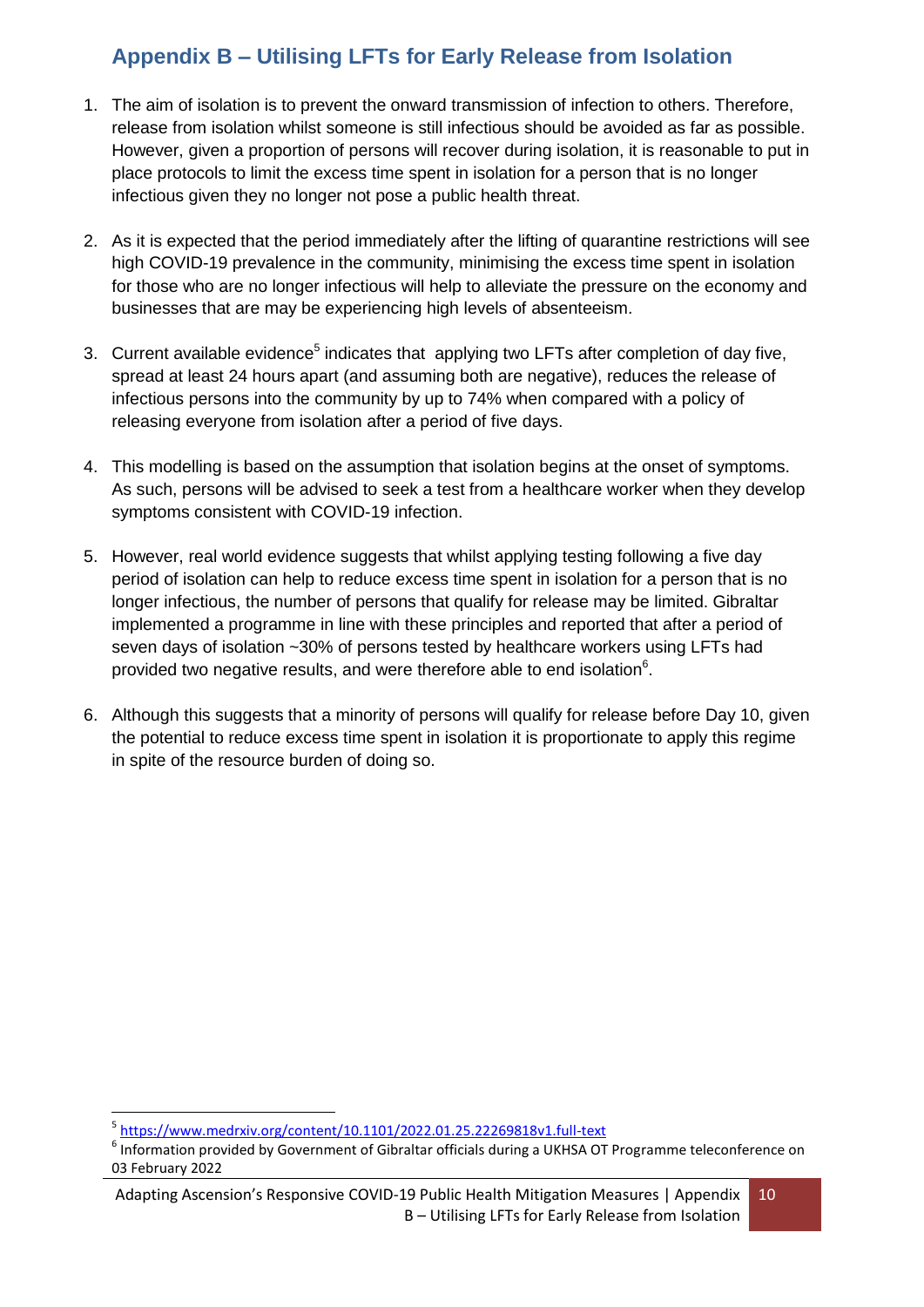## Appendix B – Utilising LFTs for Early Release from Isolation

1. The aim of isolation is to prevent the onward transmission of infection to others. Therefore, release from isolation whilst someone is still infectious should be avoided as far as possible. However, given a proportion of persons will recover during isolation, it is reasonable to put in place protocols to limit the excess time spent in isolation for a person that is no longer infectious given they no longer not pose a public health threat.

2. As it is expected that the period immediately after the lifting of quarantine restrictions will see high COVID-19 prevalence in the community, minimising the excess time spent in isolation for those who are no longer infectious will help to alleviate the pressure on the economy and businesses that are may be experiencing high levels of absenteeism.

3. Current available evidence[5] indicates that applying two LFTs after completion of day five, spread at least 24 hours apart (and assuming both are negative), reduces the release of infectious persons into the community by up to 74% when compared with a policy of releasing everyone from isolation after a period of five days.

4. This modelling is based on the assumption that isolation begins at the onset of symptoms. As such, persons will be advised to seek a test from a healthcare worker when they develop symptoms consistent with COVID-19 infection.

5. However, real world evidence suggests that whilst applying testing following a five day period of isolation can help to reduce excess time spent in isolation for a person that is no longer infectious, the number of persons that qualify for release may be limited. Gibraltar implemented a programme in line with these principles and reported that after a period of seven days of isolation ~30% of persons tested by healthcare workers using LFTs had provided two negative results, and were therefore able to end isolation[6].

6. Although this suggests that a minority of persons will qualify for release before Day 10, given the potential to reduce excess time spent in isolation it is proportionate to apply this regime in spite of the resource burden of doing so.

---

[5] https://www.medrxiv.org/content/10.1101/2022.01.25.22269818v1.full-text

[6] Information provided by Government of Gibraltar officials during a UKHSA OT Programme teleconference on 03 February 2022